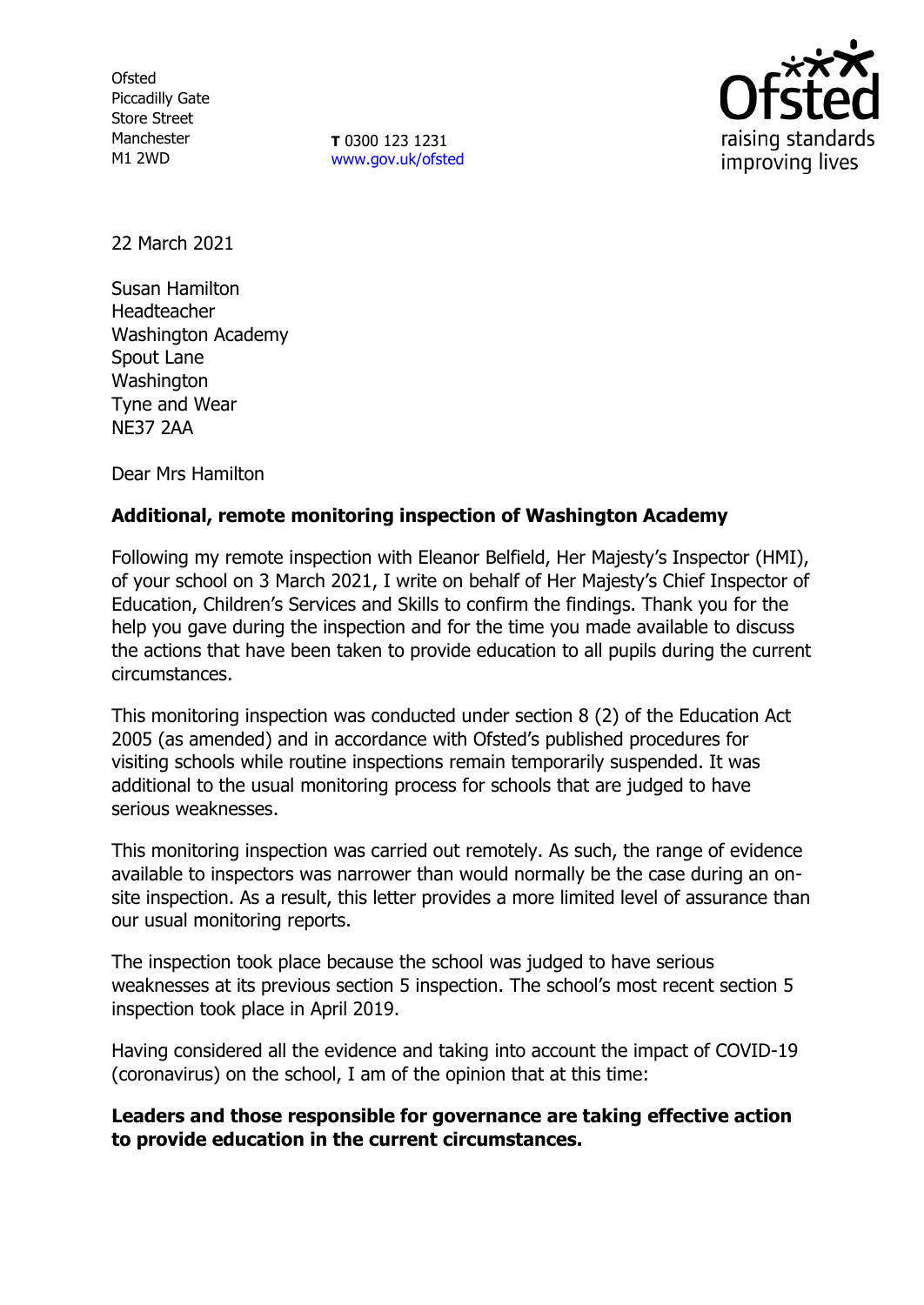Ofsted
Piccadilly Gate
Store Street
Manchester
M1 2WD

**T** 0300 123 1231
www.gov.uk/ofsted

22 March 2021

Susan Hamilton
Headteacher
Washington Academy
Spout Lane
Washington
Tyne and Wear
NE37 2AA

Dear Mrs Hamilton

**Additional, remote monitoring inspection of Washington Academy**

Following my remote inspection with Eleanor Belfield, Her Majesty's Inspector (HMI), of your school on 3 March 2021, I write on behalf of Her Majesty's Chief Inspector of Education, Children's Services and Skills to confirm the findings. Thank you for the help you gave during the inspection and for the time you made available to discuss the actions that have been taken to provide education to all pupils during the current circumstances.

This monitoring inspection was conducted under section 8 (2) of the Education Act 2005 (as amended) and in accordance with Ofsted's published procedures for visiting schools while routine inspections remain temporarily suspended. It was additional to the usual monitoring process for schools that are judged to have serious weaknesses.

This monitoring inspection was carried out remotely. As such, the range of evidence available to inspectors was narrower than would normally be the case during an on-site inspection. As a result, this letter provides a more limited level of assurance than our usual monitoring reports.

The inspection took place because the school was judged to have serious weaknesses at its previous section 5 inspection. The school's most recent section 5 inspection took place in April 2019.

Having considered all the evidence and taking into account the impact of COVID-19 (coronavirus) on the school, I am of the opinion that at this time:

**Leaders and those responsible for governance are taking effective action to provide education in the current circumstances.**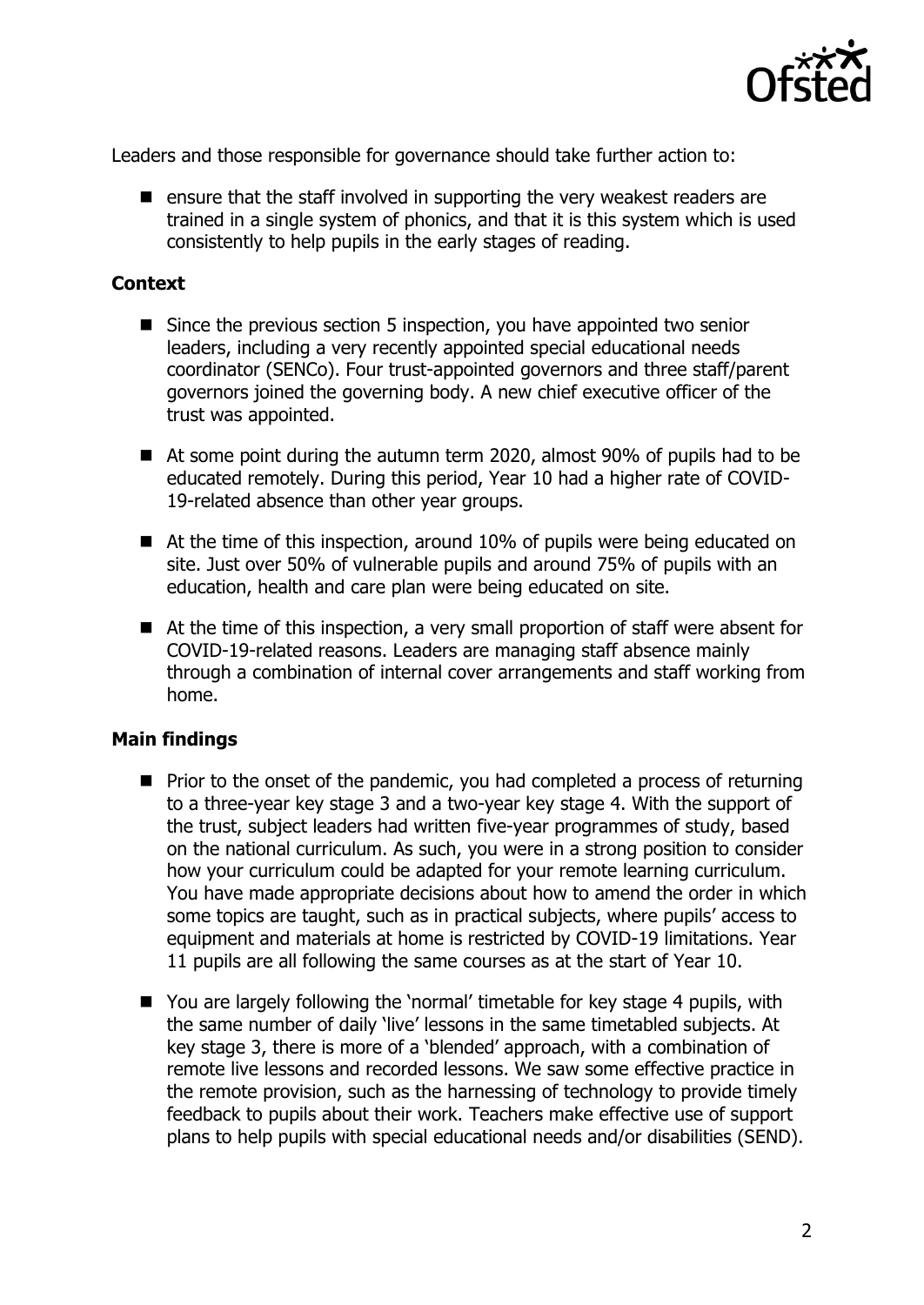Leaders and those responsible for governance should take further action to:

- ensure that the staff involved in supporting the very weakest readers are trained in a single system of phonics, and that it is this system which is used consistently to help pupils in the early stages of reading.

## Context

- Since the previous section 5 inspection, you have appointed two senior leaders, including a very recently appointed special educational needs coordinator (SENCo). Four trust-appointed governors and three staff/parent governors joined the governing body. A new chief executive officer of the trust was appointed.
- At some point during the autumn term 2020, almost 90% of pupils had to be educated remotely. During this period, Year 10 had a higher rate of COVID-19-related absence than other year groups.
- At the time of this inspection, around 10% of pupils were being educated on site. Just over 50% of vulnerable pupils and around 75% of pupils with an education, health and care plan were being educated on site.
- At the time of this inspection, a very small proportion of staff were absent for COVID-19-related reasons. Leaders are managing staff absence mainly through a combination of internal cover arrangements and staff working from home.

## Main findings

- Prior to the onset of the pandemic, you had completed a process of returning to a three-year key stage 3 and a two-year key stage 4. With the support of the trust, subject leaders had written five-year programmes of study, based on the national curriculum. As such, you were in a strong position to consider how your curriculum could be adapted for your remote learning curriculum. You have made appropriate decisions about how to amend the order in which some topics are taught, such as in practical subjects, where pupils' access to equipment and materials at home is restricted by COVID-19 limitations. Year 11 pupils are all following the same courses as at the start of Year 10.
- You are largely following the 'normal' timetable for key stage 4 pupils, with the same number of daily 'live' lessons in the same timetabled subjects. At key stage 3, there is more of a 'blended' approach, with a combination of remote live lessons and recorded lessons. We saw some effective practice in the remote provision, such as the harnessing of technology to provide timely feedback to pupils about their work. Teachers make effective use of support plans to help pupils with special educational needs and/or disabilities (SEND).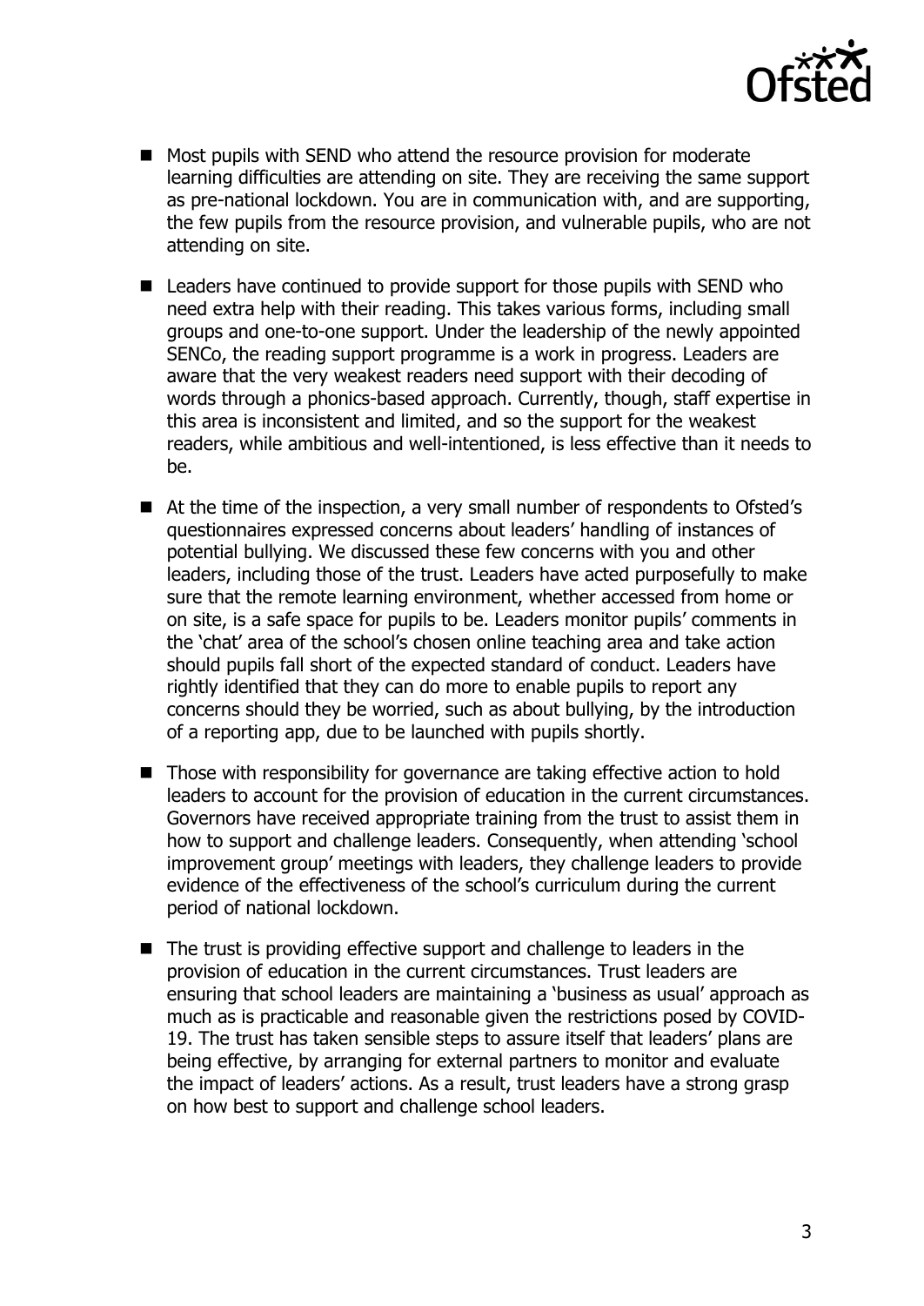- Most pupils with SEND who attend the resource provision for moderate learning difficulties are attending on site. They are receiving the same support as pre-national lockdown. You are in communication with, and are supporting, the few pupils from the resource provision, and vulnerable pupils, who are not attending on site.
- Leaders have continued to provide support for those pupils with SEND who need extra help with their reading. This takes various forms, including small groups and one-to-one support. Under the leadership of the newly appointed SENCo, the reading support programme is a work in progress. Leaders are aware that the very weakest readers need support with their decoding of words through a phonics-based approach. Currently, though, staff expertise in this area is inconsistent and limited, and so the support for the weakest readers, while ambitious and well-intentioned, is less effective than it needs to be.
- At the time of the inspection, a very small number of respondents to Ofsted's questionnaires expressed concerns about leaders' handling of instances of potential bullying. We discussed these few concerns with you and other leaders, including those of the trust. Leaders have acted purposefully to make sure that the remote learning environment, whether accessed from home or on site, is a safe space for pupils to be. Leaders monitor pupils' comments in the 'chat' area of the school's chosen online teaching area and take action should pupils fall short of the expected standard of conduct. Leaders have rightly identified that they can do more to enable pupils to report any concerns should they be worried, such as about bullying, by the introduction of a reporting app, due to be launched with pupils shortly.
- Those with responsibility for governance are taking effective action to hold leaders to account for the provision of education in the current circumstances. Governors have received appropriate training from the trust to assist them in how to support and challenge leaders. Consequently, when attending 'school improvement group' meetings with leaders, they challenge leaders to provide evidence of the effectiveness of the school's curriculum during the current period of national lockdown.
- The trust is providing effective support and challenge to leaders in the provision of education in the current circumstances. Trust leaders are ensuring that school leaders are maintaining a 'business as usual' approach as much as is practicable and reasonable given the restrictions posed by COVID-19. The trust has taken sensible steps to assure itself that leaders' plans are being effective, by arranging for external partners to monitor and evaluate the impact of leaders' actions. As a result, trust leaders have a strong grasp on how best to support and challenge school leaders.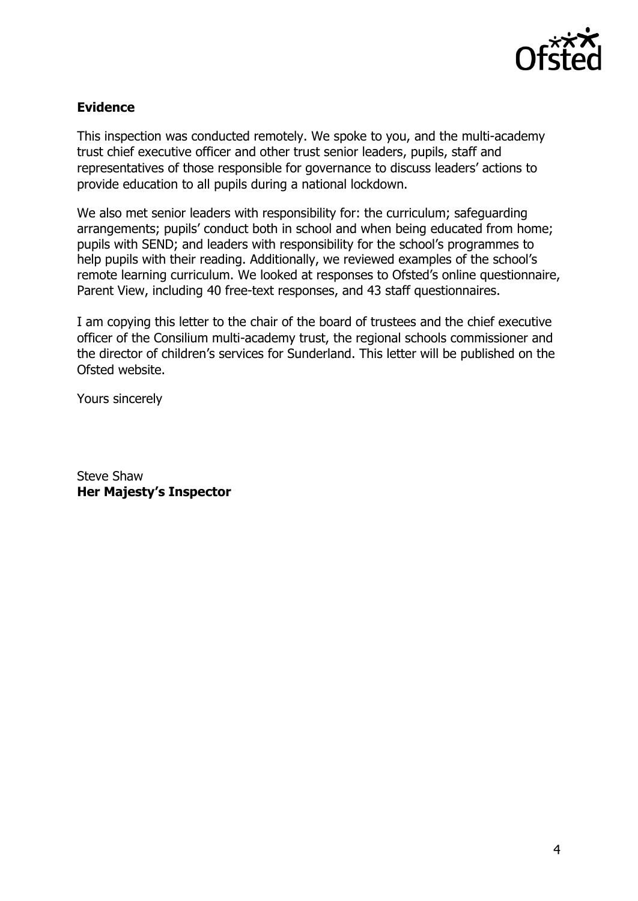**Evidence**

This inspection was conducted remotely. We spoke to you, and the multi-academy trust chief executive officer and other trust senior leaders, pupils, staff and representatives of those responsible for governance to discuss leaders' actions to provide education to all pupils during a national lockdown.

We also met senior leaders with responsibility for: the curriculum; safeguarding arrangements; pupils' conduct both in school and when being educated from home; pupils with SEND; and leaders with responsibility for the school's programmes to help pupils with their reading. Additionally, we reviewed examples of the school's remote learning curriculum. We looked at responses to Ofsted's online questionnaire, Parent View, including 40 free-text responses, and 43 staff questionnaires.

I am copying this letter to the chair of the board of trustees and the chief executive officer of the Consilium multi-academy trust, the regional schools commissioner and the director of children's services for Sunderland. This letter will be published on the Ofsted website.

Yours sincerely

Steve Shaw
**Her Majesty's Inspector**